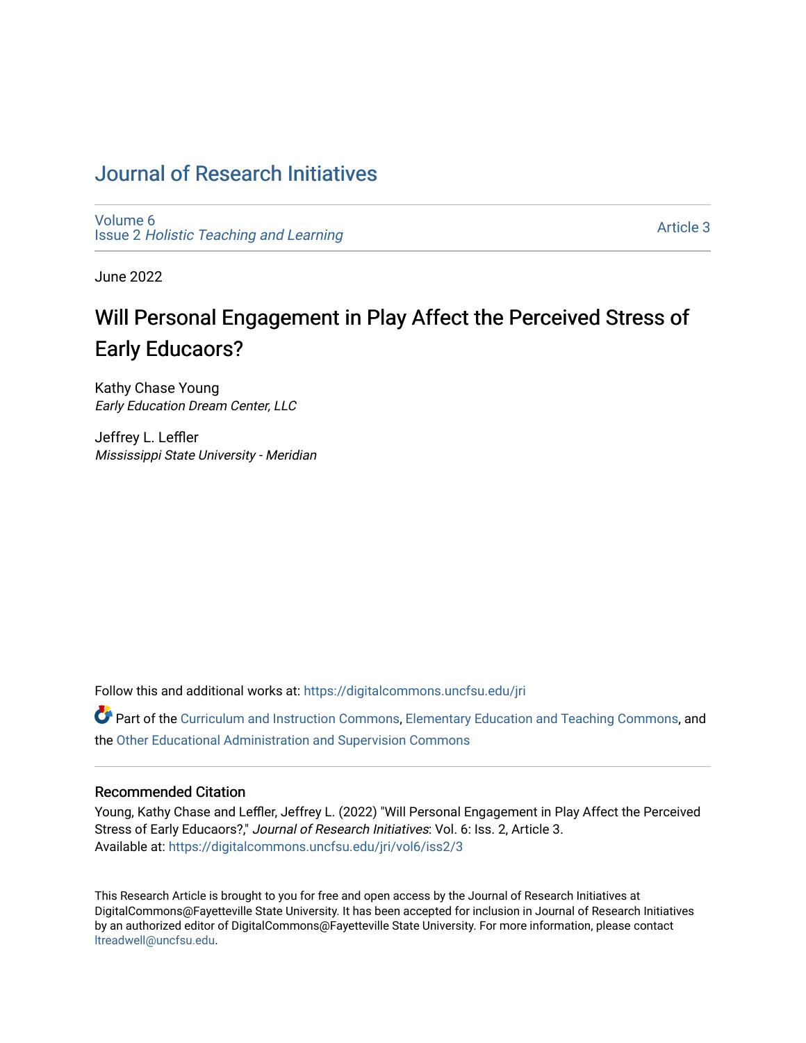# Journal of Research Initiatives

Volume 6
Issue 2 *Holistic Teaching and Learning*

Article 3

June 2022

## Will Personal Engagement in Play Affect the Perceived Stress of Early Educaors?

Kathy Chase Young
*Early Education Dream Center, LLC*

Jeffrey L. Leffler
*Mississippi State University - Meridian*

Follow this and additional works at: https://digitalcommons.uncfsu.edu/jri

Part of the Curriculum and Instruction Commons, Elementary Education and Teaching Commons, and the Other Educational Administration and Supervision Commons

### Recommended Citation

Young, Kathy Chase and Leffler, Jeffrey L. (2022) "Will Personal Engagement in Play Affect the Perceived Stress of Early Educaors?," *Journal of Research Initiatives*: Vol. 6: Iss. 2, Article 3.
Available at: https://digitalcommons.uncfsu.edu/jri/vol6/iss2/3

This Research Article is brought to you for free and open access by the Journal of Research Initiatives at DigitalCommons@Fayetteville State University. It has been accepted for inclusion in Journal of Research Initiatives by an authorized editor of DigitalCommons@Fayetteville State University. For more information, please contact ltreadwell@uncfsu.edu.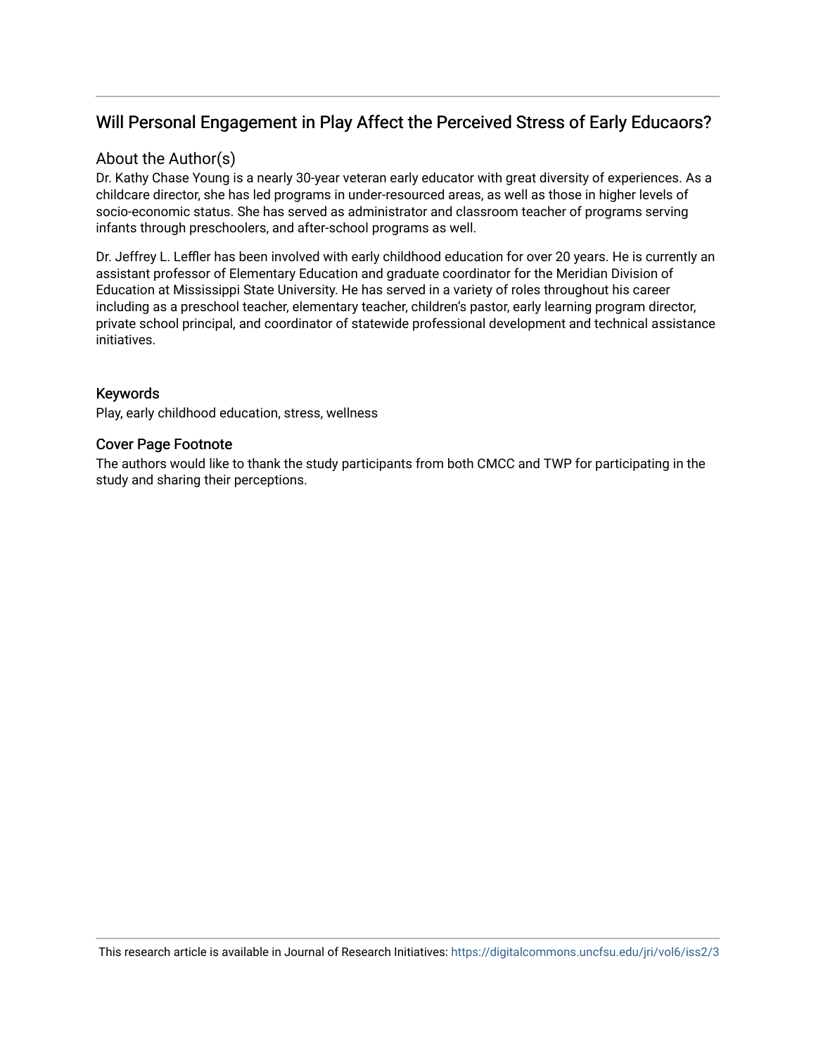## Will Personal Engagement in Play Affect the Perceived Stress of Early Educaors?

### About the Author(s)

Dr. Kathy Chase Young is a nearly 30-year veteran early educator with great diversity of experiences. As a childcare director, she has led programs in under-resourced areas, as well as those in higher levels of socio-economic status. She has served as administrator and classroom teacher of programs serving infants through preschoolers, and after-school programs as well.

Dr. Jeffrey L. Leffler has been involved with early childhood education for over 20 years. He is currently an assistant professor of Elementary Education and graduate coordinator for the Meridian Division of Education at Mississippi State University. He has served in a variety of roles throughout his career including as a preschool teacher, elementary teacher, children's pastor, early learning program director, private school principal, and coordinator of statewide professional development and technical assistance initiatives.

### Keywords

Play, early childhood education, stress, wellness

### Cover Page Footnote

The authors would like to thank the study participants from both CMCC and TWP for participating in the study and sharing their perceptions.

This research article is available in Journal of Research Initiatives: https://digitalcommons.uncfsu.edu/jri/vol6/iss2/3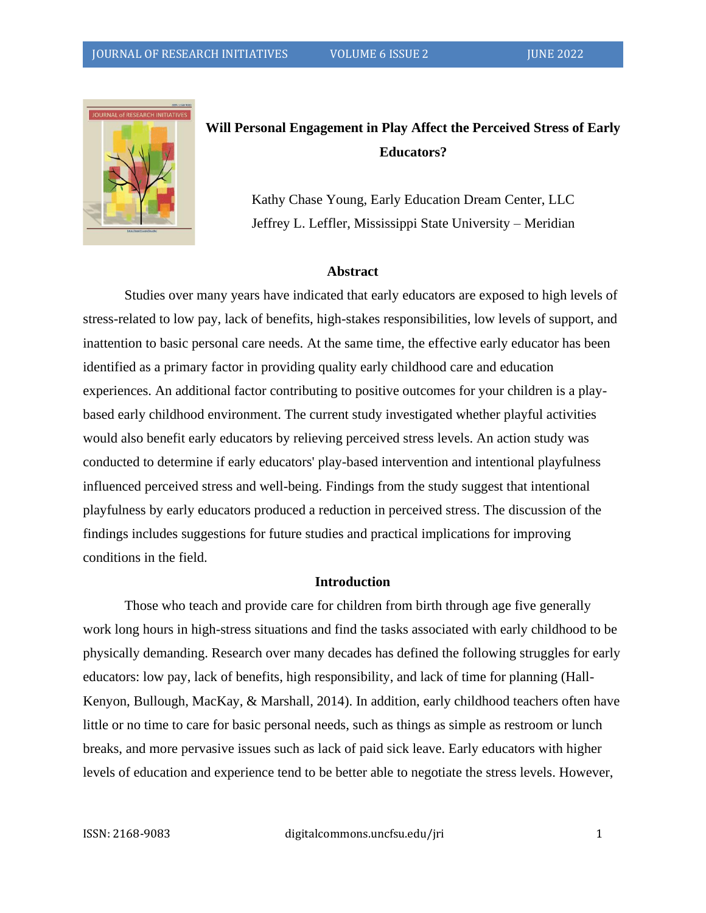# Will Personal Engagement in Play Affect the Perceived Stress of Early Educators?

Kathy Chase Young, Early Education Dream Center, LLC
Jeffrey L. Leffler, Mississippi State University – Meridian

## Abstract

Studies over many years have indicated that early educators are exposed to high levels of stress-related to low pay, lack of benefits, high-stakes responsibilities, low levels of support, and inattention to basic personal care needs. At the same time, the effective early educator has been identified as a primary factor in providing quality early childhood care and education experiences. An additional factor contributing to positive outcomes for your children is a play-based early childhood environment. The current study investigated whether playful activities would also benefit early educators by relieving perceived stress levels. An action study was conducted to determine if early educators' play-based intervention and intentional playfulness influenced perceived stress and well-being. Findings from the study suggest that intentional playfulness by early educators produced a reduction in perceived stress. The discussion of the findings includes suggestions for future studies and practical implications for improving conditions in the field.

## Introduction

Those who teach and provide care for children from birth through age five generally work long hours in high-stress situations and find the tasks associated with early childhood to be physically demanding. Research over many decades has defined the following struggles for early educators: low pay, lack of benefits, high responsibility, and lack of time for planning (Hall-Kenyon, Bullough, MacKay, & Marshall, 2014). In addition, early childhood teachers often have little or no time to care for basic personal needs, such as things as simple as restroom or lunch breaks, and more pervasive issues such as lack of paid sick leave. Early educators with higher levels of education and experience tend to be better able to negotiate the stress levels. However,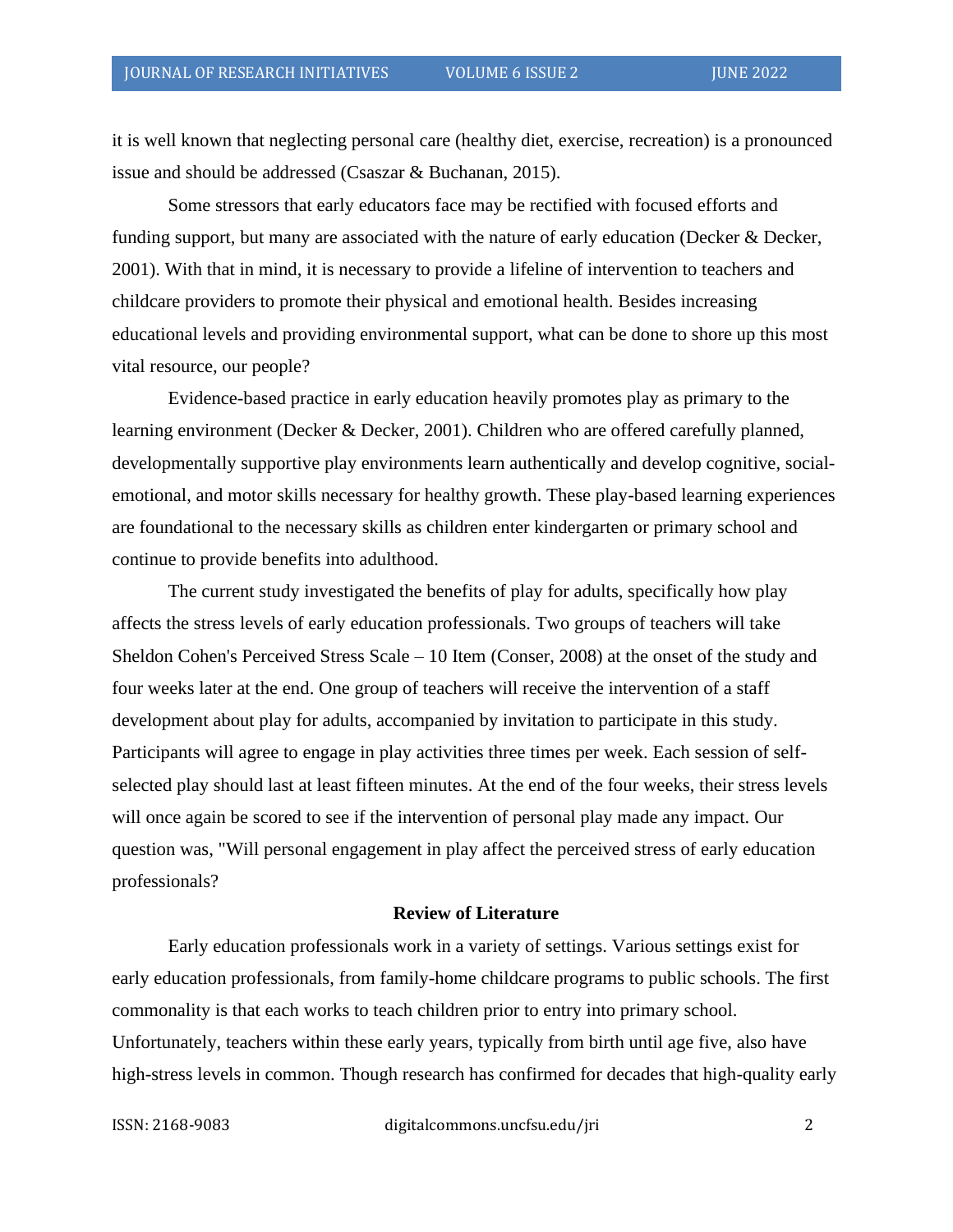it is well known that neglecting personal care (healthy diet, exercise, recreation) is a pronounced issue and should be addressed (Csaszar & Buchanan, 2015).

Some stressors that early educators face may be rectified with focused efforts and funding support, but many are associated with the nature of early education (Decker & Decker, 2001). With that in mind, it is necessary to provide a lifeline of intervention to teachers and childcare providers to promote their physical and emotional health. Besides increasing educational levels and providing environmental support, what can be done to shore up this most vital resource, our people?

Evidence-based practice in early education heavily promotes play as primary to the learning environment (Decker & Decker, 2001). Children who are offered carefully planned, developmentally supportive play environments learn authentically and develop cognitive, social-emotional, and motor skills necessary for healthy growth. These play-based learning experiences are foundational to the necessary skills as children enter kindergarten or primary school and continue to provide benefits into adulthood.

The current study investigated the benefits of play for adults, specifically how play affects the stress levels of early education professionals. Two groups of teachers will take Sheldon Cohen's Perceived Stress Scale – 10 Item (Conser, 2008) at the onset of the study and four weeks later at the end. One group of teachers will receive the intervention of a staff development about play for adults, accompanied by invitation to participate in this study. Participants will agree to engage in play activities three times per week. Each session of self-selected play should last at least fifteen minutes. At the end of the four weeks, their stress levels will once again be scored to see if the intervention of personal play made any impact. Our question was, "Will personal engagement in play affect the perceived stress of early education professionals?

## Review of Literature

Early education professionals work in a variety of settings. Various settings exist for early education professionals, from family-home childcare programs to public schools. The first commonality is that each works to teach children prior to entry into primary school. Unfortunately, teachers within these early years, typically from birth until age five, also have high-stress levels in common. Though research has confirmed for decades that high-quality early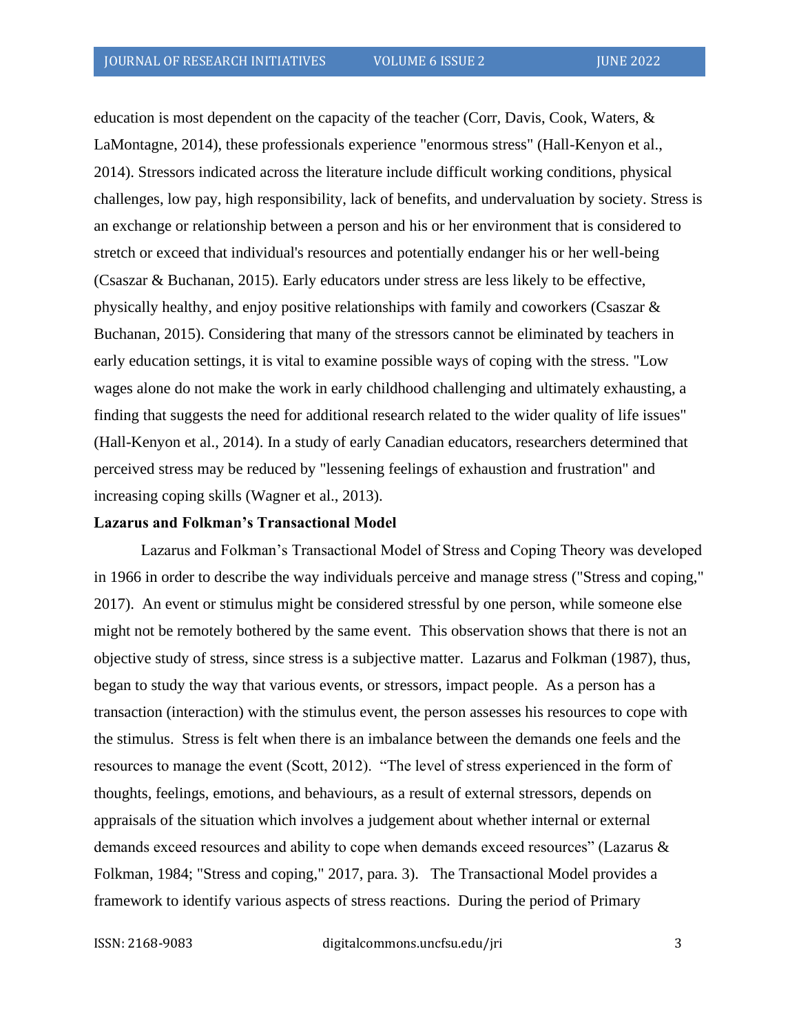education is most dependent on the capacity of the teacher (Corr, Davis, Cook, Waters, & LaMontagne, 2014), these professionals experience "enormous stress" (Hall-Kenyon et al., 2014). Stressors indicated across the literature include difficult working conditions, physical challenges, low pay, high responsibility, lack of benefits, and undervaluation by society. Stress is an exchange or relationship between a person and his or her environment that is considered to stretch or exceed that individual's resources and potentially endanger his or her well-being (Csaszar & Buchanan, 2015). Early educators under stress are less likely to be effective, physically healthy, and enjoy positive relationships with family and coworkers (Csaszar & Buchanan, 2015). Considering that many of the stressors cannot be eliminated by teachers in early education settings, it is vital to examine possible ways of coping with the stress. "Low wages alone do not make the work in early childhood challenging and ultimately exhausting, a finding that suggests the need for additional research related to the wider quality of life issues" (Hall-Kenyon et al., 2014). In a study of early Canadian educators, researchers determined that perceived stress may be reduced by "lessening feelings of exhaustion and frustration" and increasing coping skills (Wagner et al., 2013).

**Lazarus and Folkman's Transactional Model**

Lazarus and Folkman's Transactional Model of Stress and Coping Theory was developed in 1966 in order to describe the way individuals perceive and manage stress ("Stress and coping," 2017). An event or stimulus might be considered stressful by one person, while someone else might not be remotely bothered by the same event. This observation shows that there is not an objective study of stress, since stress is a subjective matter. Lazarus and Folkman (1987), thus, began to study the way that various events, or stressors, impact people. As a person has a transaction (interaction) with the stimulus event, the person assesses his resources to cope with the stimulus. Stress is felt when there is an imbalance between the demands one feels and the resources to manage the event (Scott, 2012). "The level of stress experienced in the form of thoughts, feelings, emotions, and behaviours, as a result of external stressors, depends on appraisals of the situation which involves a judgement about whether internal or external demands exceed resources and ability to cope when demands exceed resources" (Lazarus & Folkman, 1984; "Stress and coping," 2017, para. 3). The Transactional Model provides a framework to identify various aspects of stress reactions. During the period of Primary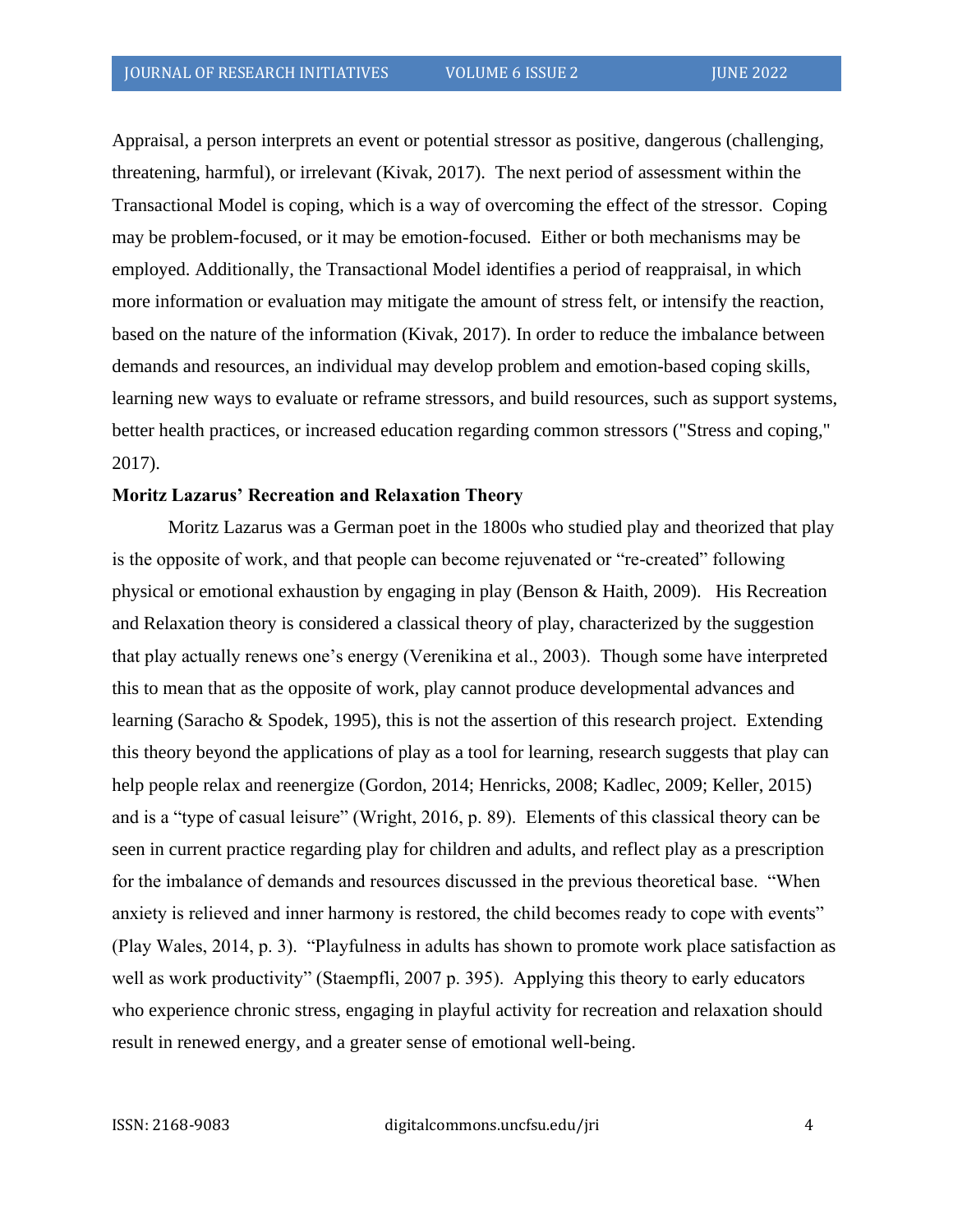Appraisal, a person interprets an event or potential stressor as positive, dangerous (challenging, threatening, harmful), or irrelevant (Kivak, 2017). The next period of assessment within the Transactional Model is coping, which is a way of overcoming the effect of the stressor. Coping may be problem-focused, or it may be emotion-focused. Either or both mechanisms may be employed. Additionally, the Transactional Model identifies a period of reappraisal, in which more information or evaluation may mitigate the amount of stress felt, or intensify the reaction, based on the nature of the information (Kivak, 2017). In order to reduce the imbalance between demands and resources, an individual may develop problem and emotion-based coping skills, learning new ways to evaluate or reframe stressors, and build resources, such as support systems, better health practices, or increased education regarding common stressors ("Stress and coping," 2017).

### Moritz Lazarus' Recreation and Relaxation Theory

Moritz Lazarus was a German poet in the 1800s who studied play and theorized that play is the opposite of work, and that people can become rejuvenated or "re-created" following physical or emotional exhaustion by engaging in play (Benson & Haith, 2009). His Recreation and Relaxation theory is considered a classical theory of play, characterized by the suggestion that play actually renews one's energy (Verenikina et al., 2003). Though some have interpreted this to mean that as the opposite of work, play cannot produce developmental advances and learning (Saracho & Spodek, 1995), this is not the assertion of this research project. Extending this theory beyond the applications of play as a tool for learning, research suggests that play can help people relax and reenergize (Gordon, 2014; Henricks, 2008; Kadlec, 2009; Keller, 2015) and is a "type of casual leisure" (Wright, 2016, p. 89). Elements of this classical theory can be seen in current practice regarding play for children and adults, and reflect play as a prescription for the imbalance of demands and resources discussed in the previous theoretical base. "When anxiety is relieved and inner harmony is restored, the child becomes ready to cope with events" (Play Wales, 2014, p. 3). "Playfulness in adults has shown to promote work place satisfaction as well as work productivity" (Staempfli, 2007 p. 395). Applying this theory to early educators who experience chronic stress, engaging in playful activity for recreation and relaxation should result in renewed energy, and a greater sense of emotional well-being.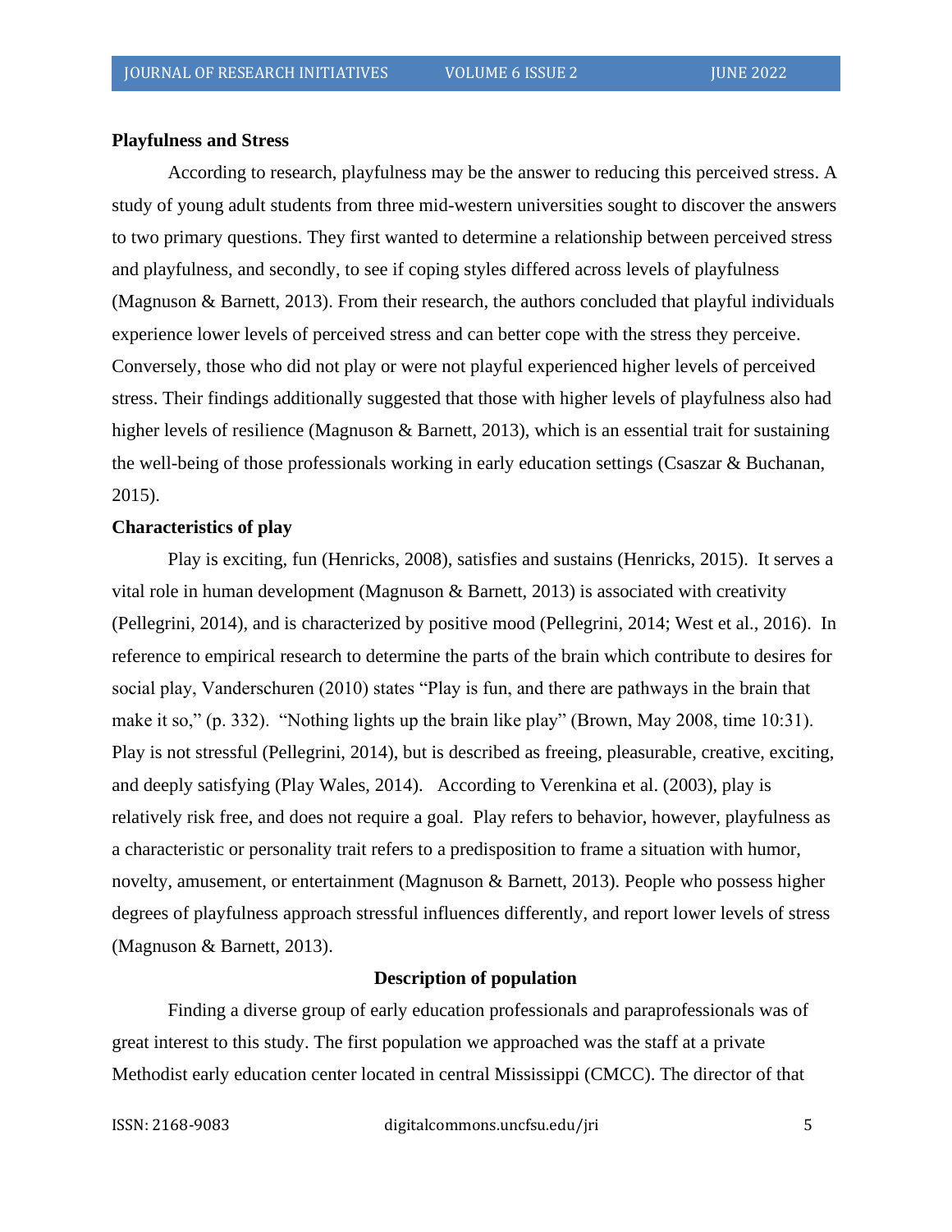**Playfulness and Stress**

According to research, playfulness may be the answer to reducing this perceived stress. A study of young adult students from three mid-western universities sought to discover the answers to two primary questions. They first wanted to determine a relationship between perceived stress and playfulness, and secondly, to see if coping styles differed across levels of playfulness (Magnuson & Barnett, 2013). From their research, the authors concluded that playful individuals experience lower levels of perceived stress and can better cope with the stress they perceive. Conversely, those who did not play or were not playful experienced higher levels of perceived stress. Their findings additionally suggested that those with higher levels of playfulness also had higher levels of resilience (Magnuson & Barnett, 2013), which is an essential trait for sustaining the well-being of those professionals working in early education settings (Csaszar & Buchanan, 2015).

**Characteristics of play**

Play is exciting, fun (Henricks, 2008), satisfies and sustains (Henricks, 2015). It serves a vital role in human development (Magnuson & Barnett, 2013) is associated with creativity (Pellegrini, 2014), and is characterized by positive mood (Pellegrini, 2014; West et al., 2016). In reference to empirical research to determine the parts of the brain which contribute to desires for social play, Vanderschuren (2010) states "Play is fun, and there are pathways in the brain that make it so," (p. 332). "Nothing lights up the brain like play" (Brown, May 2008, time 10:31). Play is not stressful (Pellegrini, 2014), but is described as freeing, pleasurable, creative, exciting, and deeply satisfying (Play Wales, 2014). According to Verenkina et al. (2003), play is relatively risk free, and does not require a goal. Play refers to behavior, however, playfulness as a characteristic or personality trait refers to a predisposition to frame a situation with humor, novelty, amusement, or entertainment (Magnuson & Barnett, 2013). People who possess higher degrees of playfulness approach stressful influences differently, and report lower levels of stress (Magnuson & Barnett, 2013).

**Description of population**

Finding a diverse group of early education professionals and paraprofessionals was of great interest to this study. The first population we approached was the staff at a private Methodist early education center located in central Mississippi (CMCC). The director of that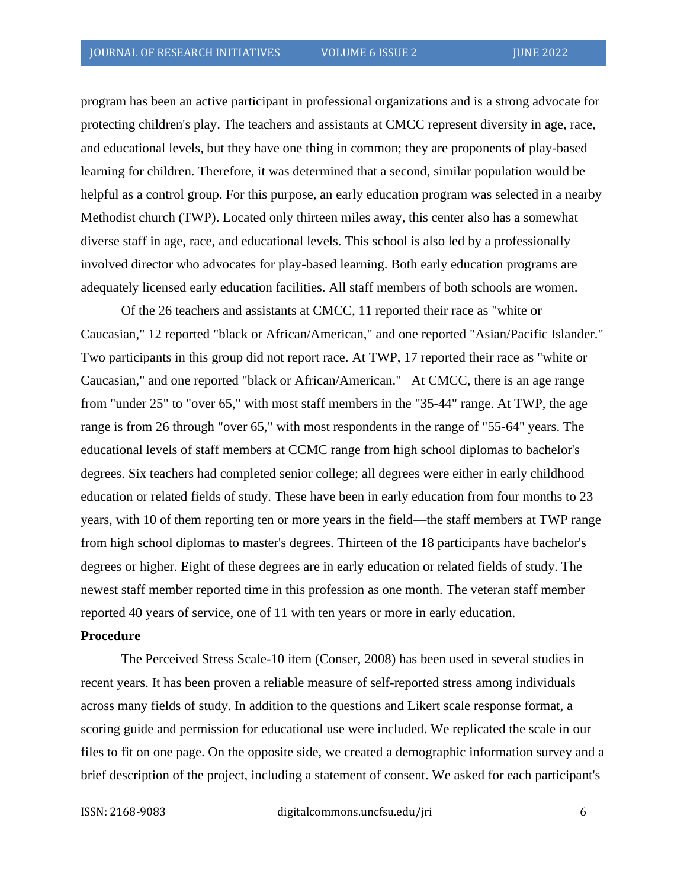program has been an active participant in professional organizations and is a strong advocate for protecting children's play. The teachers and assistants at CMCC represent diversity in age, race, and educational levels, but they have one thing in common; they are proponents of play-based learning for children. Therefore, it was determined that a second, similar population would be helpful as a control group. For this purpose, an early education program was selected in a nearby Methodist church (TWP). Located only thirteen miles away, this center also has a somewhat diverse staff in age, race, and educational levels. This school is also led by a professionally involved director who advocates for play-based learning. Both early education programs are adequately licensed early education facilities. All staff members of both schools are women.

Of the 26 teachers and assistants at CMCC, 11 reported their race as "white or Caucasian," 12 reported "black or African/American," and one reported "Asian/Pacific Islander." Two participants in this group did not report race. At TWP, 17 reported their race as "white or Caucasian," and one reported "black or African/American."   At CMCC, there is an age range from "under 25" to "over 65," with most staff members in the "35-44" range. At TWP, the age range is from 26 through "over 65," with most respondents in the range of "55-64" years. The educational levels of staff members at CCMC range from high school diplomas to bachelor's degrees. Six teachers had completed senior college; all degrees were either in early childhood education or related fields of study. These have been in early education from four months to 23 years, with 10 of them reporting ten or more years in the field—the staff members at TWP range from high school diplomas to master's degrees. Thirteen of the 18 participants have bachelor's degrees or higher. Eight of these degrees are in early education or related fields of study. The newest staff member reported time in this profession as one month. The veteran staff member reported 40 years of service, one of 11 with ten years or more in early education.

**Procedure**

The Perceived Stress Scale-10 item (Conser, 2008) has been used in several studies in recent years. It has been proven a reliable measure of self-reported stress among individuals across many fields of study. In addition to the questions and Likert scale response format, a scoring guide and permission for educational use were included. We replicated the scale in our files to fit on one page. On the opposite side, we created a demographic information survey and a brief description of the project, including a statement of consent. We asked for each participant's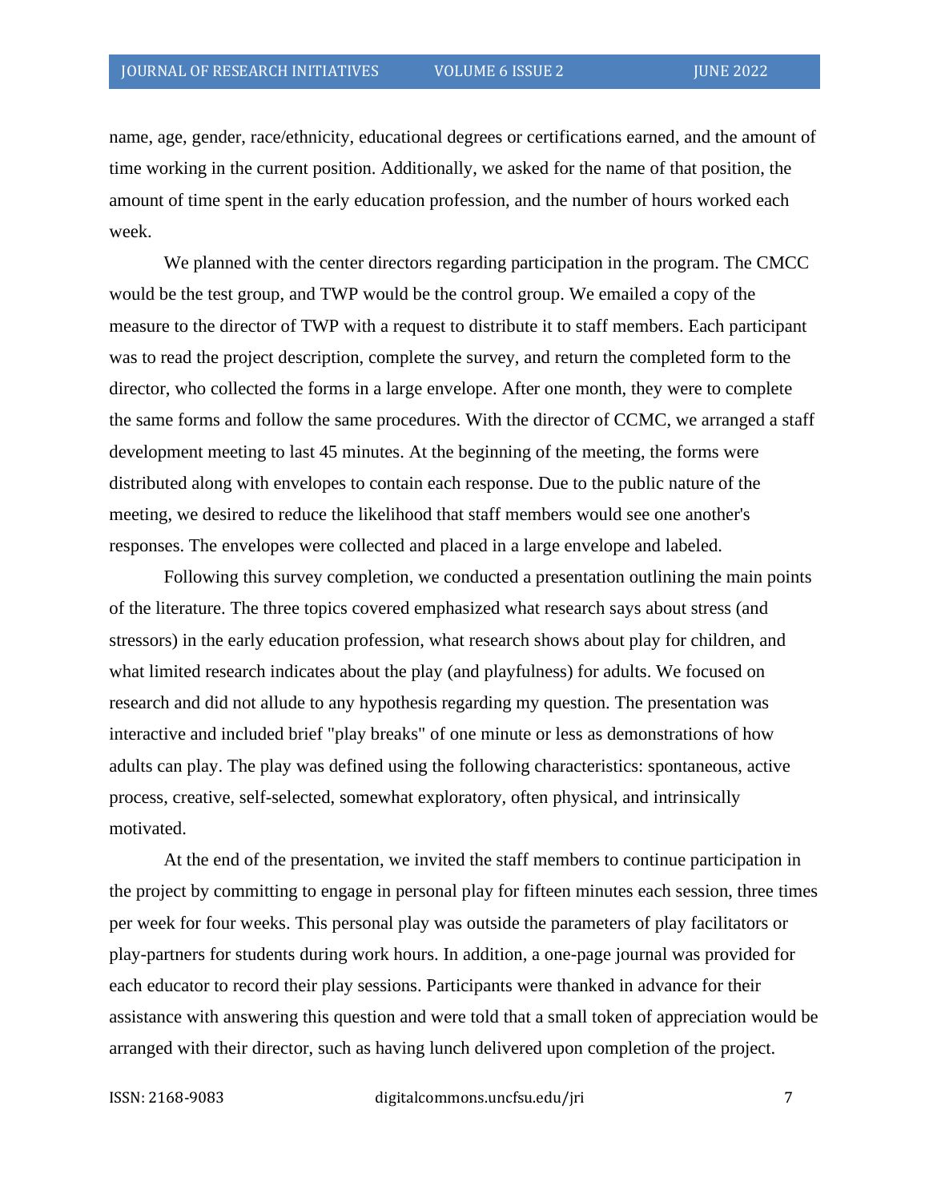name, age, gender, race/ethnicity, educational degrees or certifications earned, and the amount of time working in the current position. Additionally, we asked for the name of that position, the amount of time spent in the early education profession, and the number of hours worked each week.

We planned with the center directors regarding participation in the program. The CMCC would be the test group, and TWP would be the control group. We emailed a copy of the measure to the director of TWP with a request to distribute it to staff members. Each participant was to read the project description, complete the survey, and return the completed form to the director, who collected the forms in a large envelope. After one month, they were to complete the same forms and follow the same procedures. With the director of CCMC, we arranged a staff development meeting to last 45 minutes. At the beginning of the meeting, the forms were distributed along with envelopes to contain each response. Due to the public nature of the meeting, we desired to reduce the likelihood that staff members would see one another's responses. The envelopes were collected and placed in a large envelope and labeled.

Following this survey completion, we conducted a presentation outlining the main points of the literature. The three topics covered emphasized what research says about stress (and stressors) in the early education profession, what research shows about play for children, and what limited research indicates about the play (and playfulness) for adults. We focused on research and did not allude to any hypothesis regarding my question. The presentation was interactive and included brief "play breaks" of one minute or less as demonstrations of how adults can play. The play was defined using the following characteristics: spontaneous, active process, creative, self-selected, somewhat exploratory, often physical, and intrinsically motivated.

At the end of the presentation, we invited the staff members to continue participation in the project by committing to engage in personal play for fifteen minutes each session, three times per week for four weeks. This personal play was outside the parameters of play facilitators or play-partners for students during work hours. In addition, a one-page journal was provided for each educator to record their play sessions. Participants were thanked in advance for their assistance with answering this question and were told that a small token of appreciation would be arranged with their director, such as having lunch delivered upon completion of the project.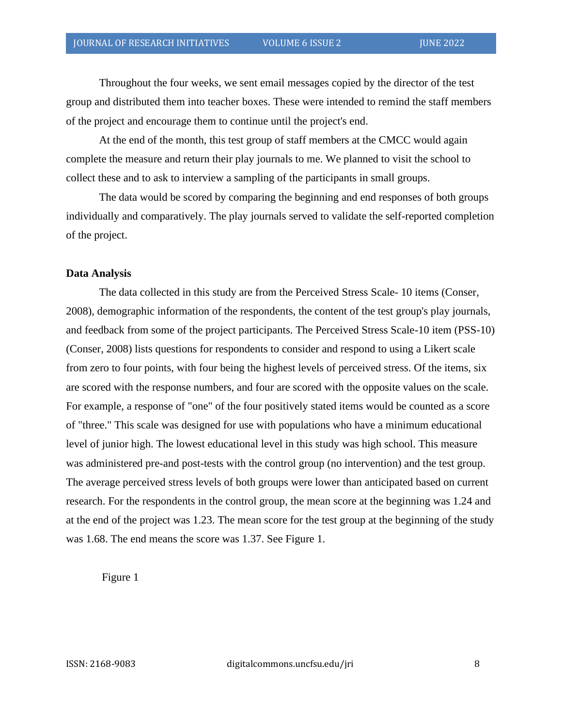Throughout the four weeks, we sent email messages copied by the director of the test group and distributed them into teacher boxes. These were intended to remind the staff members of the project and encourage them to continue until the project's end.

At the end of the month, this test group of staff members at the CMCC would again complete the measure and return their play journals to me. We planned to visit the school to collect these and to ask to interview a sampling of the participants in small groups.

The data would be scored by comparing the beginning and end responses of both groups individually and comparatively. The play journals served to validate the self-reported completion of the project.

**Data Analysis**

The data collected in this study are from the Perceived Stress Scale- 10 items (Conser, 2008), demographic information of the respondents, the content of the test group's play journals, and feedback from some of the project participants. The Perceived Stress Scale-10 item (PSS-10) (Conser, 2008) lists questions for respondents to consider and respond to using a Likert scale from zero to four points, with four being the highest levels of perceived stress. Of the items, six are scored with the response numbers, and four are scored with the opposite values on the scale. For example, a response of "one" of the four positively stated items would be counted as a score of "three." This scale was designed for use with populations who have a minimum educational level of junior high. The lowest educational level in this study was high school. This measure was administered pre-and post-tests with the control group (no intervention) and the test group. The average perceived stress levels of both groups were lower than anticipated based on current research. For the respondents in the control group, the mean score at the beginning was 1.24 and at the end of the project was 1.23. The mean score for the test group at the beginning of the study was 1.68. The end means the score was 1.37. See Figure 1.

Figure 1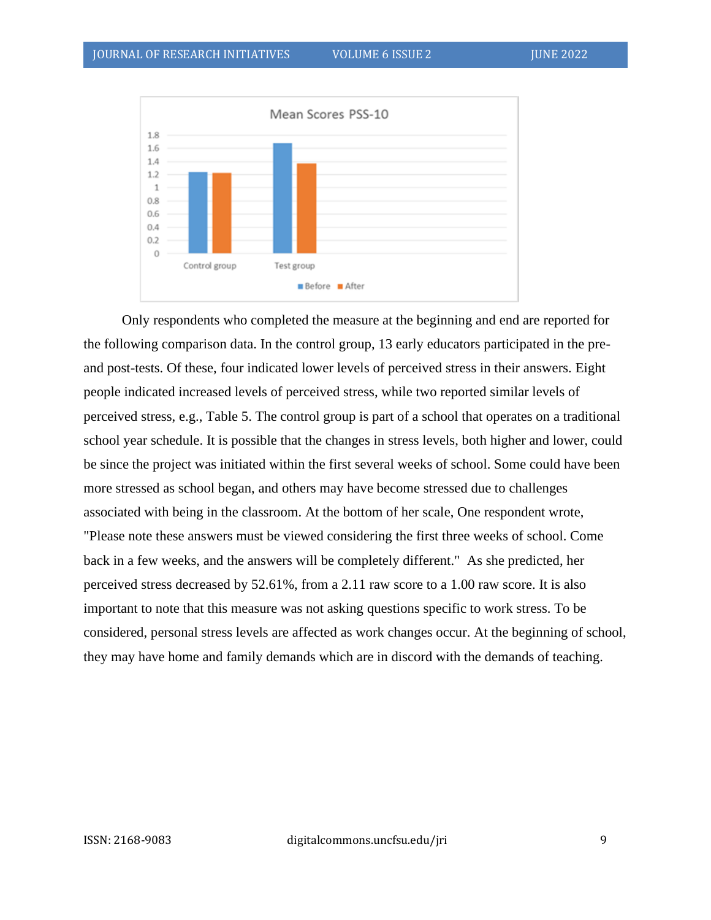Only respondents who completed the measure at the beginning and end are reported for the following comparison data. In the control group, 13 early educators participated in the pre- and post-tests. Of these, four indicated lower levels of perceived stress in their answers. Eight people indicated increased levels of perceived stress, while two reported similar levels of perceived stress, e.g., Table 5. The control group is part of a school that operates on a traditional school year schedule. It is possible that the changes in stress levels, both higher and lower, could be since the project was initiated within the first several weeks of school. Some could have been more stressed as school began, and others may have become stressed due to challenges associated with being in the classroom. At the bottom of her scale, One respondent wrote, "Please note these answers must be viewed considering the first three weeks of school. Come back in a few weeks, and the answers will be completely different." As she predicted, her perceived stress decreased by 52.61%, from a 2.11 raw score to a 1.00 raw score. It is also important to note that this measure was not asking questions specific to work stress. To be considered, personal stress levels are affected as work changes occur. At the beginning of school, they may have home and family demands which are in discord with the demands of teaching.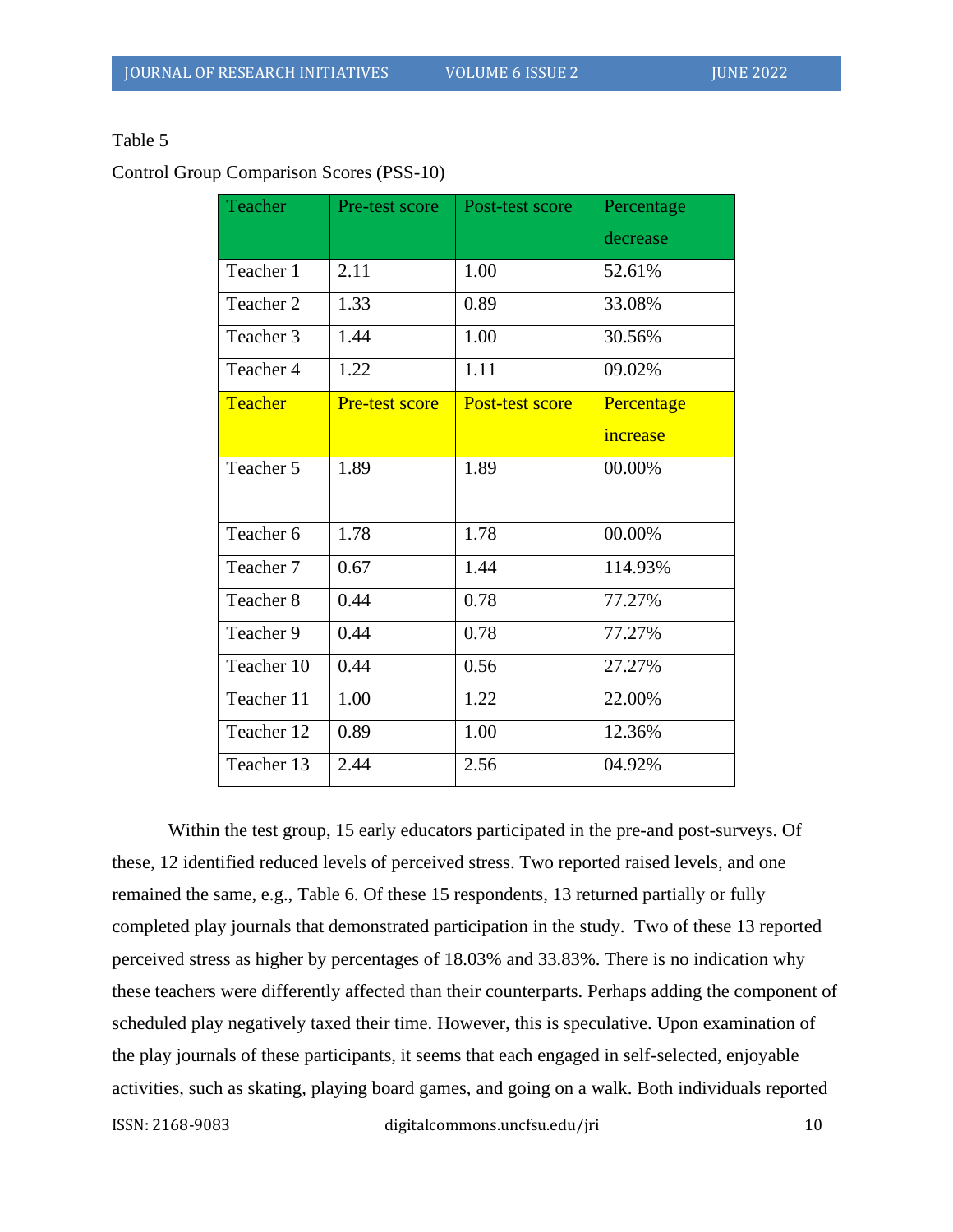Table 5

Control Group Comparison Scores (PSS-10)

| Teacher | Pre-test score | Post-test score | Percentage decrease |
|---|---|---|---|
| Teacher 1 | 2.11 | 1.00 | 52.61% |
| Teacher 2 | 1.33 | 0.89 | 33.08% |
| Teacher 3 | 1.44 | 1.00 | 30.56% |
| Teacher 4 | 1.22 | 1.11 | 09.02% |
| Teacher | Pre-test score | Post-test score | Percentage increase |
| Teacher 5 | 1.89 | 1.89 | 00.00% |
| | | | |
| Teacher 6 | 1.78 | 1.78 | 00.00% |
| Teacher 7 | 0.67 | 1.44 | 114.93% |
| Teacher 8 | 0.44 | 0.78 | 77.27% |
| Teacher 9 | 0.44 | 0.78 | 77.27% |
| Teacher 10 | 0.44 | 0.56 | 27.27% |
| Teacher 11 | 1.00 | 1.22 | 22.00% |
| Teacher 12 | 0.89 | 1.00 | 12.36% |
| Teacher 13 | 2.44 | 2.56 | 04.92% |

Within the test group, 15 early educators participated in the pre-and post-surveys. Of these, 12 identified reduced levels of perceived stress. Two reported raised levels, and one remained the same, e.g., Table 6. Of these 15 respondents, 13 returned partially or fully completed play journals that demonstrated participation in the study. Two of these 13 reported perceived stress as higher by percentages of 18.03% and 33.83%. There is no indication why these teachers were differently affected than their counterparts. Perhaps adding the component of scheduled play negatively taxed their time. However, this is speculative. Upon examination of the play journals of these participants, it seems that each engaged in self-selected, enjoyable activities, such as skating, playing board games, and going on a walk. Both individuals reported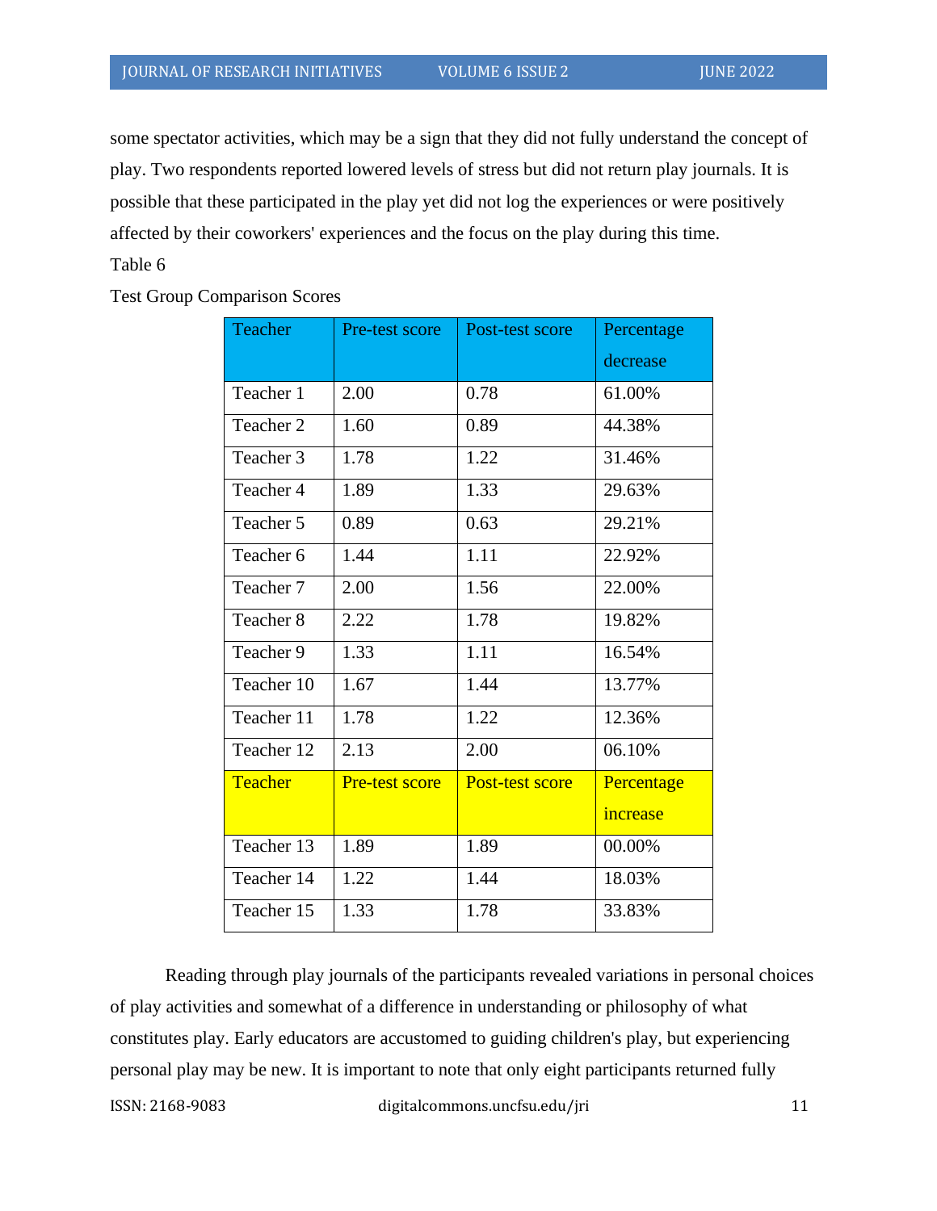some spectator activities, which may be a sign that they did not fully understand the concept of play. Two respondents reported lowered levels of stress but did not return play journals. It is possible that these participated in the play yet did not log the experiences or were positively affected by their coworkers' experiences and the focus on the play during this time.

Table 6

Test Group Comparison Scores

| Teacher | Pre-test score | Post-test score | Percentage decrease |
|---|---|---|---|
| Teacher 1 | 2.00 | 0.78 | 61.00% |
| Teacher 2 | 1.60 | 0.89 | 44.38% |
| Teacher 3 | 1.78 | 1.22 | 31.46% |
| Teacher 4 | 1.89 | 1.33 | 29.63% |
| Teacher 5 | 0.89 | 0.63 | 29.21% |
| Teacher 6 | 1.44 | 1.11 | 22.92% |
| Teacher 7 | 2.00 | 1.56 | 22.00% |
| Teacher 8 | 2.22 | 1.78 | 19.82% |
| Teacher 9 | 1.33 | 1.11 | 16.54% |
| Teacher 10 | 1.67 | 1.44 | 13.77% |
| Teacher 11 | 1.78 | 1.22 | 12.36% |
| Teacher 12 | 2.13 | 2.00 | 06.10% |
| **Teacher** | **Pre-test score** | **Post-test score** | **Percentage increase** |
| Teacher 13 | 1.89 | 1.89 | 00.00% |
| Teacher 14 | 1.22 | 1.44 | 18.03% |
| Teacher 15 | 1.33 | 1.78 | 33.83% |

Reading through play journals of the participants revealed variations in personal choices of play activities and somewhat of a difference in understanding or philosophy of what constitutes play. Early educators are accustomed to guiding children's play, but experiencing personal play may be new. It is important to note that only eight participants returned fully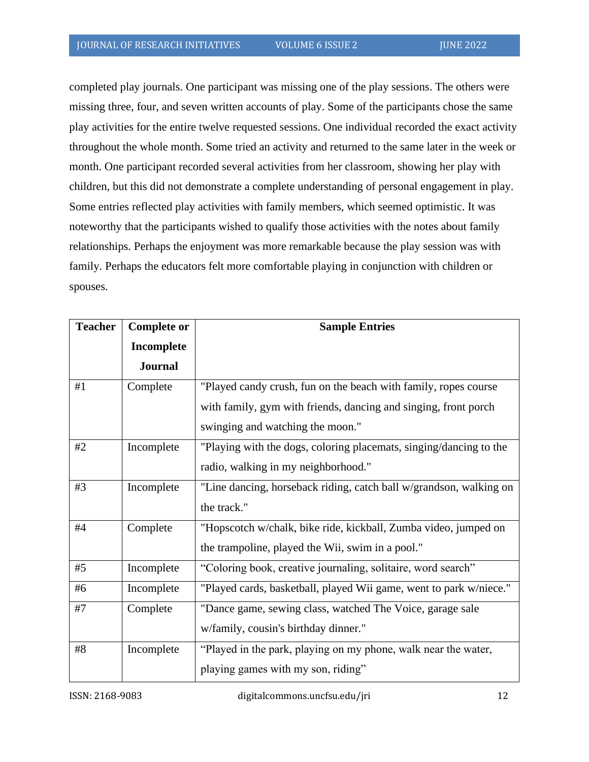completed play journals. One participant was missing one of the play sessions. The others were missing three, four, and seven written accounts of play. Some of the participants chose the same play activities for the entire twelve requested sessions. One individual recorded the exact activity throughout the whole month. Some tried an activity and returned to the same later in the week or month. One participant recorded several activities from her classroom, showing her play with children, but this did not demonstrate a complete understanding of personal engagement in play. Some entries reflected play activities with family members, which seemed optimistic. It was noteworthy that the participants wished to qualify those activities with the notes about family relationships. Perhaps the enjoyment was more remarkable because the play session was with family. Perhaps the educators felt more comfortable playing in conjunction with children or spouses.

| Teacher | Complete or Incomplete Journal | Sample Entries |
|---|---|---|
| #1 | Complete | "Played candy crush, fun on the beach with family, ropes course with family, gym with friends, dancing and singing, front porch swinging and watching the moon." |
| #2 | Incomplete | "Playing with the dogs, coloring placemats, singing/dancing to the radio, walking in my neighborhood." |
| #3 | Incomplete | "Line dancing, horseback riding, catch ball w/grandson, walking on the track." |
| #4 | Complete | "Hopscotch w/chalk, bike ride, kickball, Zumba video, jumped on the trampoline, played the Wii, swim in a pool." |
| #5 | Incomplete | "Coloring book, creative journaling, solitaire, word search" |
| #6 | Incomplete | "Played cards, basketball, played Wii game, went to park w/niece." |
| #7 | Complete | "Dance game, sewing class, watched The Voice, garage sale w/family, cousin's birthday dinner." |
| #8 | Incomplete | "Played in the park, playing on my phone, walk near the water, playing games with my son, riding" |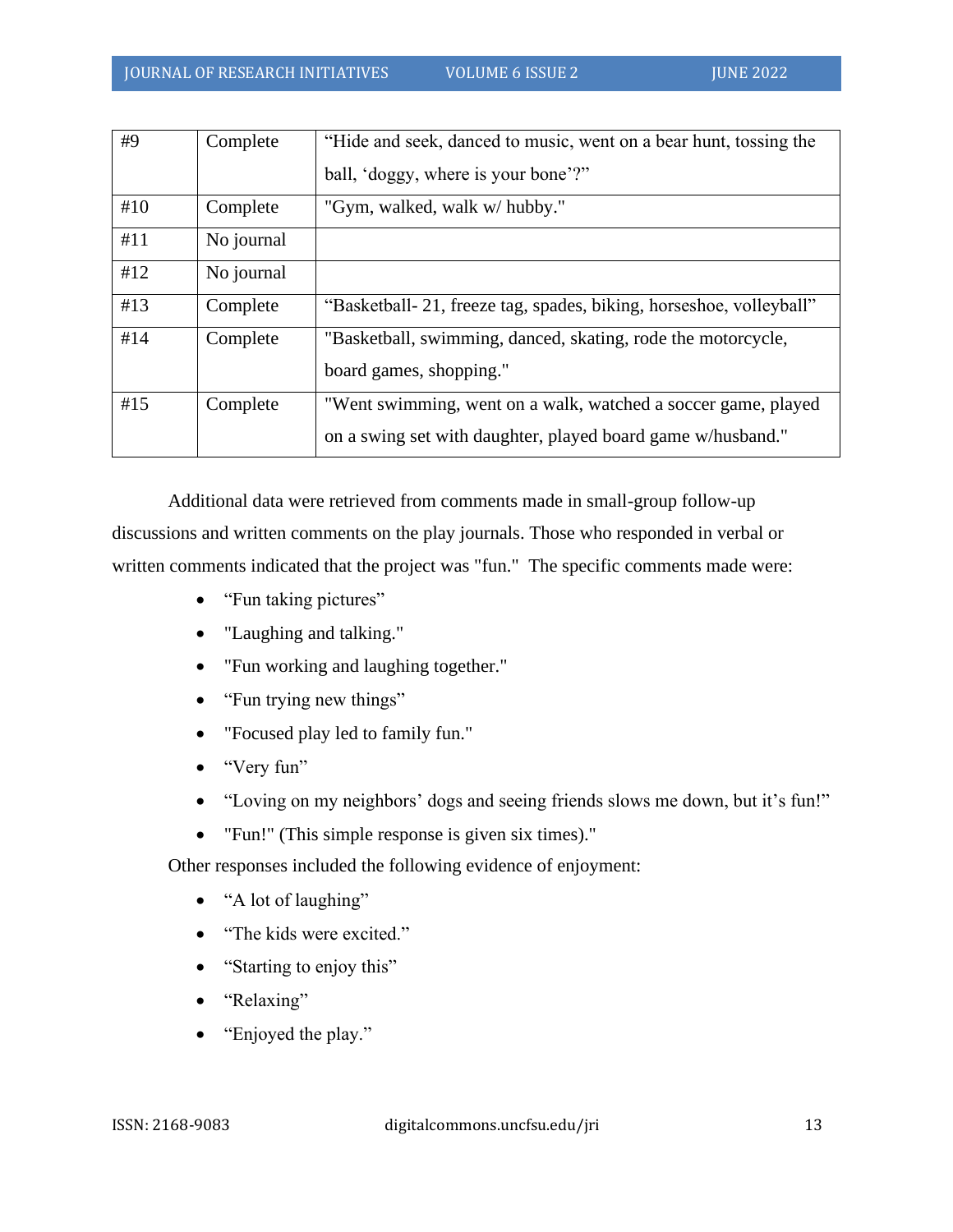| | | |
|---|---|---|
| #9 | Complete | “Hide and seek, danced to music, went on a bear hunt, tossing the ball, ‘doggy, where is your bone’?” |
| #10 | Complete | "Gym, walked, walk w/ hubby." |
| #11 | No journal | |
| #12 | No journal | |
| #13 | Complete | “Basketball- 21, freeze tag, spades, biking, horseshoe, volleyball” |
| #14 | Complete | "Basketball, swimming, danced, skating, rode the motorcycle, board games, shopping." |
| #15 | Complete | "Went swimming, went on a walk, watched a soccer game, played on a swing set with daughter, played board game w/husband." |

Additional data were retrieved from comments made in small-group follow-up discussions and written comments on the play journals. Those who responded in verbal or written comments indicated that the project was "fun." The specific comments made were:

- “Fun taking pictures”
- "Laughing and talking."
- "Fun working and laughing together."
- “Fun trying new things”
- "Focused play led to family fun."
- “Very fun”
- “Loving on my neighbors’ dogs and seeing friends slows me down, but it’s fun!”
- "Fun!" (This simple response is given six times)."

Other responses included the following evidence of enjoyment:

- “A lot of laughing”
- “The kids were excited.”
- “Starting to enjoy this”
- “Relaxing”
- “Enjoyed the play.”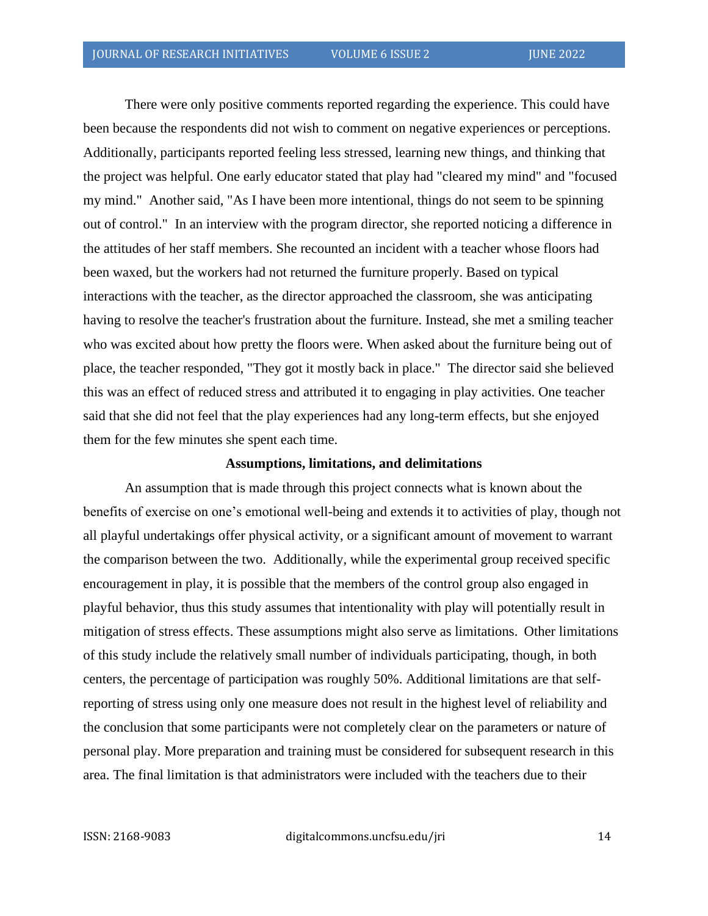There were only positive comments reported regarding the experience. This could have been because the respondents did not wish to comment on negative experiences or perceptions. Additionally, participants reported feeling less stressed, learning new things, and thinking that the project was helpful. One early educator stated that play had "cleared my mind" and "focused my mind." Another said, "As I have been more intentional, things do not seem to be spinning out of control." In an interview with the program director, she reported noticing a difference in the attitudes of her staff members. She recounted an incident with a teacher whose floors had been waxed, but the workers had not returned the furniture properly. Based on typical interactions with the teacher, as the director approached the classroom, she was anticipating having to resolve the teacher's frustration about the furniture. Instead, she met a smiling teacher who was excited about how pretty the floors were. When asked about the furniture being out of place, the teacher responded, "They got it mostly back in place." The director said she believed this was an effect of reduced stress and attributed it to engaging in play activities. One teacher said that she did not feel that the play experiences had any long-term effects, but she enjoyed them for the few minutes she spent each time.

**Assumptions, limitations, and delimitations**

An assumption that is made through this project connects what is known about the benefits of exercise on one's emotional well-being and extends it to activities of play, though not all playful undertakings offer physical activity, or a significant amount of movement to warrant the comparison between the two. Additionally, while the experimental group received specific encouragement in play, it is possible that the members of the control group also engaged in playful behavior, thus this study assumes that intentionality with play will potentially result in mitigation of stress effects. These assumptions might also serve as limitations. Other limitations of this study include the relatively small number of individuals participating, though, in both centers, the percentage of participation was roughly 50%. Additional limitations are that self-reporting of stress using only one measure does not result in the highest level of reliability and the conclusion that some participants were not completely clear on the parameters or nature of personal play. More preparation and training must be considered for subsequent research in this area. The final limitation is that administrators were included with the teachers due to their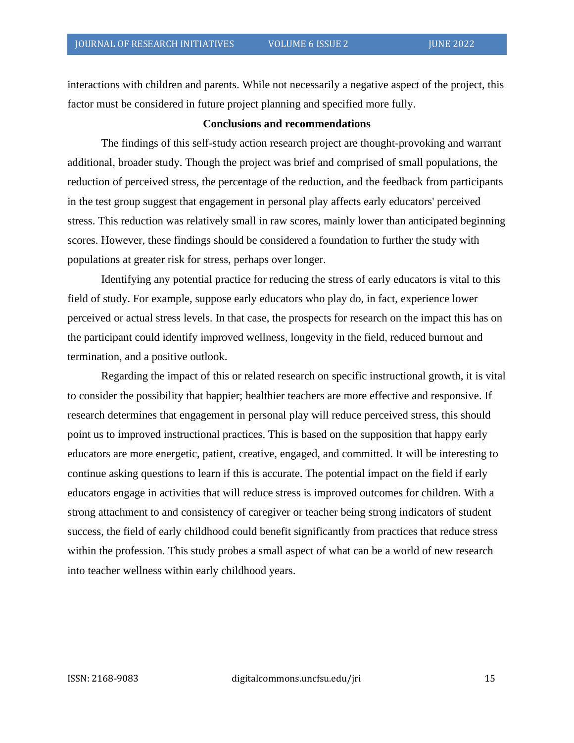interactions with children and parents. While not necessarily a negative aspect of the project, this factor must be considered in future project planning and specified more fully.

## Conclusions and recommendations

The findings of this self-study action research project are thought-provoking and warrant additional, broader study. Though the project was brief and comprised of small populations, the reduction of perceived stress, the percentage of the reduction, and the feedback from participants in the test group suggest that engagement in personal play affects early educators' perceived stress. This reduction was relatively small in raw scores, mainly lower than anticipated beginning scores. However, these findings should be considered a foundation to further the study with populations at greater risk for stress, perhaps over longer.

Identifying any potential practice for reducing the stress of early educators is vital to this field of study. For example, suppose early educators who play do, in fact, experience lower perceived or actual stress levels. In that case, the prospects for research on the impact this has on the participant could identify improved wellness, longevity in the field, reduced burnout and termination, and a positive outlook.

Regarding the impact of this or related research on specific instructional growth, it is vital to consider the possibility that happier; healthier teachers are more effective and responsive. If research determines that engagement in personal play will reduce perceived stress, this should point us to improved instructional practices. This is based on the supposition that happy early educators are more energetic, patient, creative, engaged, and committed. It will be interesting to continue asking questions to learn if this is accurate. The potential impact on the field if early educators engage in activities that will reduce stress is improved outcomes for children. With a strong attachment to and consistency of caregiver or teacher being strong indicators of student success, the field of early childhood could benefit significantly from practices that reduce stress within the profession. This study probes a small aspect of what can be a world of new research into teacher wellness within early childhood years.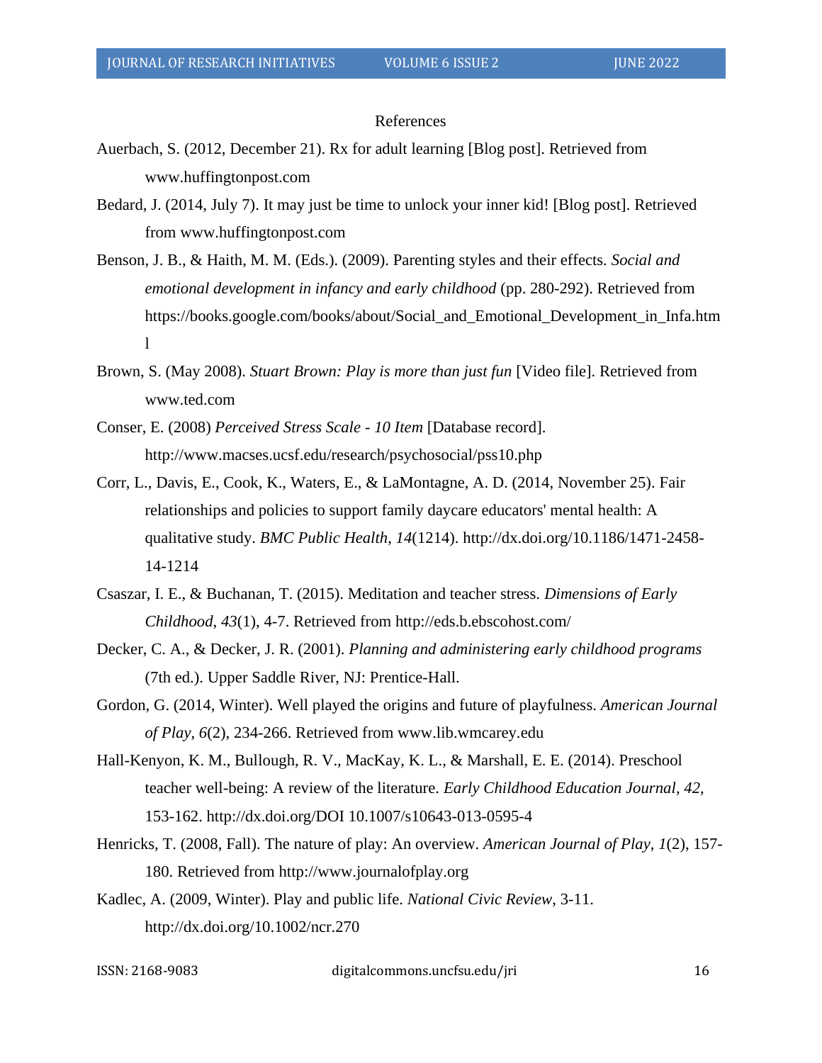# References

Auerbach, S. (2012, December 21). Rx for adult learning [Blog post]. Retrieved from www.huffingtonpost.com

Bedard, J. (2014, July 7). It may just be time to unlock your inner kid! [Blog post]. Retrieved from www.huffingtonpost.com

Benson, J. B., & Haith, M. M. (Eds.). (2009). Parenting styles and their effects. *Social and emotional development in infancy and early childhood* (pp. 280-292). Retrieved from https://books.google.com/books/about/Social_and_Emotional_Development_in_Infa.html

Brown, S. (May 2008). *Stuart Brown: Play is more than just fun* [Video file]. Retrieved from www.ted.com

Conser, E. (2008) *Perceived Stress Scale - 10 Item* [Database record]. http://www.macses.ucsf.edu/research/psychosocial/pss10.php

Corr, L., Davis, E., Cook, K., Waters, E., & LaMontagne, A. D. (2014, November 25). Fair relationships and policies to support family daycare educators' mental health: A qualitative study. *BMC Public Health*, *14*(1214). http://dx.doi.org/10.1186/1471-2458-14-1214

Csaszar, I. E., & Buchanan, T. (2015). Meditation and teacher stress. *Dimensions of Early Childhood*, *43*(1), 4-7. Retrieved from http://eds.b.ebscohost.com/

Decker, C. A., & Decker, J. R. (2001). *Planning and administering early childhood programs* (7th ed.). Upper Saddle River, NJ: Prentice-Hall.

Gordon, G. (2014, Winter). Well played the origins and future of playfulness. *American Journal of Play*, *6*(2), 234-266. Retrieved from www.lib.wmcarey.edu

Hall-Kenyon, K. M., Bullough, R. V., MacKay, K. L., & Marshall, E. E. (2014). Preschool teacher well-being: A review of the literature. *Early Childhood Education Journal*, *42*, 153-162. http://dx.doi.org/DOI 10.1007/s10643-013-0595-4

Henricks, T. (2008, Fall). The nature of play: An overview. *American Journal of Play*, *1*(2), 157-180. Retrieved from http://www.journalofplay.org

Kadlec, A. (2009, Winter). Play and public life. *National Civic Review*, 3-11. http://dx.doi.org/10.1002/ncr.270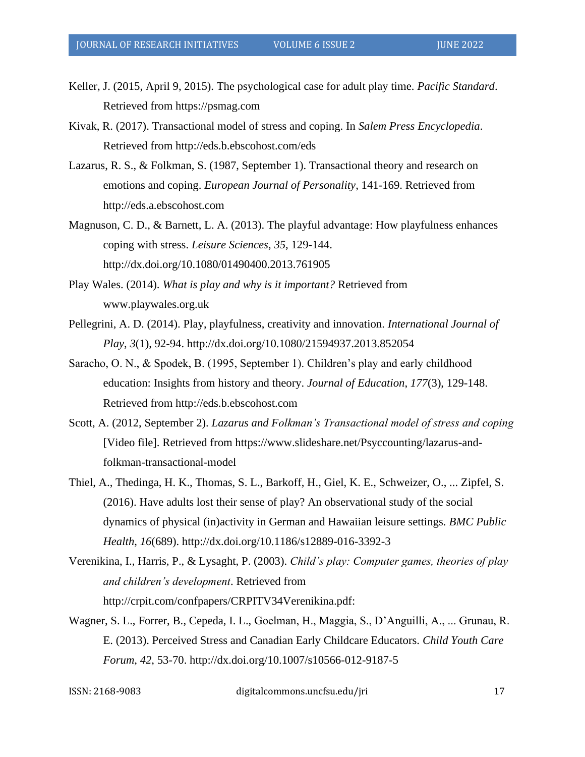Keller, J. (2015, April 9, 2015). The psychological case for adult play time. *Pacific Standard*. Retrieved from https://psmag.com

Kivak, R. (2017). Transactional model of stress and coping. In *Salem Press Encyclopedia*. Retrieved from http://eds.b.ebscohost.com/eds

Lazarus, R. S., & Folkman, S. (1987, September 1). Transactional theory and research on emotions and coping. *European Journal of Personality*, 141-169. Retrieved from http://eds.a.ebscohost.com

Magnuson, C. D., & Barnett, L. A. (2013). The playful advantage: How playfulness enhances coping with stress. *Leisure Sciences*, *35*, 129-144. http://dx.doi.org/10.1080/01490400.2013.761905

Play Wales. (2014). *What is play and why is it important?* Retrieved from www.playwales.org.uk

Pellegrini, A. D. (2014). Play, playfulness, creativity and innovation. *International Journal of Play*, *3*(1), 92-94. http://dx.doi.org/10.1080/21594937.2013.852054

Saracho, O. N., & Spodek, B. (1995, September 1). Children's play and early childhood education: Insights from history and theory. *Journal of Education*, *177*(3), 129-148. Retrieved from http://eds.b.ebscohost.com

Scott, A. (2012, September 2). *Lazarus and Folkman's Transactional model of stress and coping* [Video file]. Retrieved from https://www.slideshare.net/Psyccounting/lazarus-and-folkman-transactional-model

Thiel, A., Thedinga, H. K., Thomas, S. L., Barkoff, H., Giel, K. E., Schweizer, O., ... Zipfel, S. (2016). Have adults lost their sense of play? An observational study of the social dynamics of physical (in)activity in German and Hawaiian leisure settings. *BMC Public Health*, *16*(689). http://dx.doi.org/10.1186/s12889-016-3392-3

Verenikina, I., Harris, P., & Lysaght, P. (2003). *Child's play: Computer games, theories of play and children's development*. Retrieved from http://crpit.com/confpapers/CRPITV34Verenikina.pdf:

Wagner, S. L., Forrer, B., Cepeda, I. L., Goelman, H., Maggia, S., D'Anguilli, A., ... Grunau, R. E. (2013). Perceived Stress and Canadian Early Childcare Educators. *Child Youth Care Forum*, *42*, 53-70. http://dx.doi.org/10.1007/s10566-012-9187-5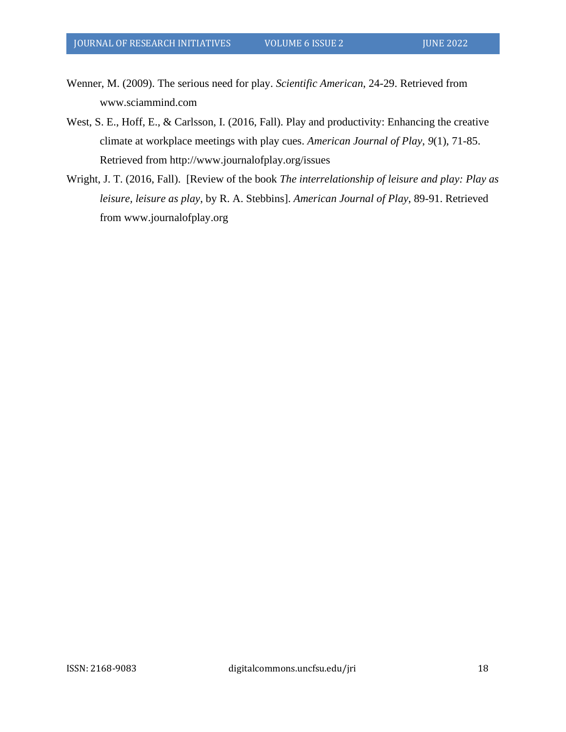Wenner, M. (2009). The serious need for play. *Scientific American*, 24-29. Retrieved from www.sciammind.com

West, S. E., Hoff, E., & Carlsson, I. (2016, Fall). Play and productivity: Enhancing the creative climate at workplace meetings with play cues. *American Journal of Play*, *9*(1), 71-85. Retrieved from http://www.journalofplay.org/issues

Wright, J. T. (2016, Fall). [Review of the book *The interrelationship of leisure and play: Play as leisure, leisure as play*, by R. A. Stebbins]. *American Journal of Play*, 89-91. Retrieved from www.journalofplay.org